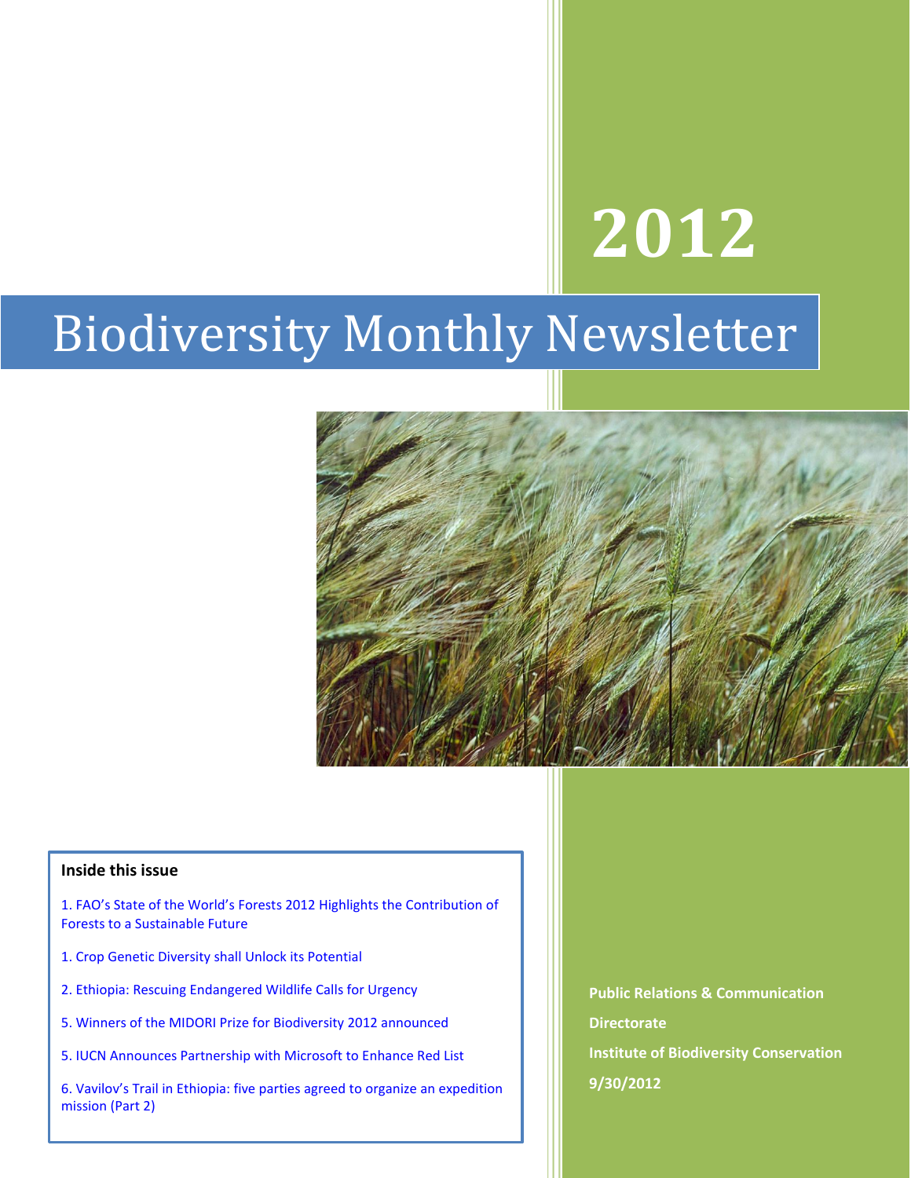# 2012

# Biodiversity Monthly Newsletter

**Inside this issue**

1. FAO's State of the World's Forests 2012 Highlights the Contribution of Forests to a Sustainable Future

1. Crop Genetic Diversity shall Unlock its Potential

2. Ethiopia: Rescuing Endangered Wildlife Calls for Urgency

5. Winners of the MIDORI Prize for Biodiversity 2012 announced

5. IUCN Announces Partnership with Microsoft to Enhance Red List

6. Vavilov's Trail in Ethiopia: five parties agreed to organize an expedition mission (Part 2)

**Public Relations & Communication Directorate**

**Institute of Biodiversity Conservation**

**9/30/2012**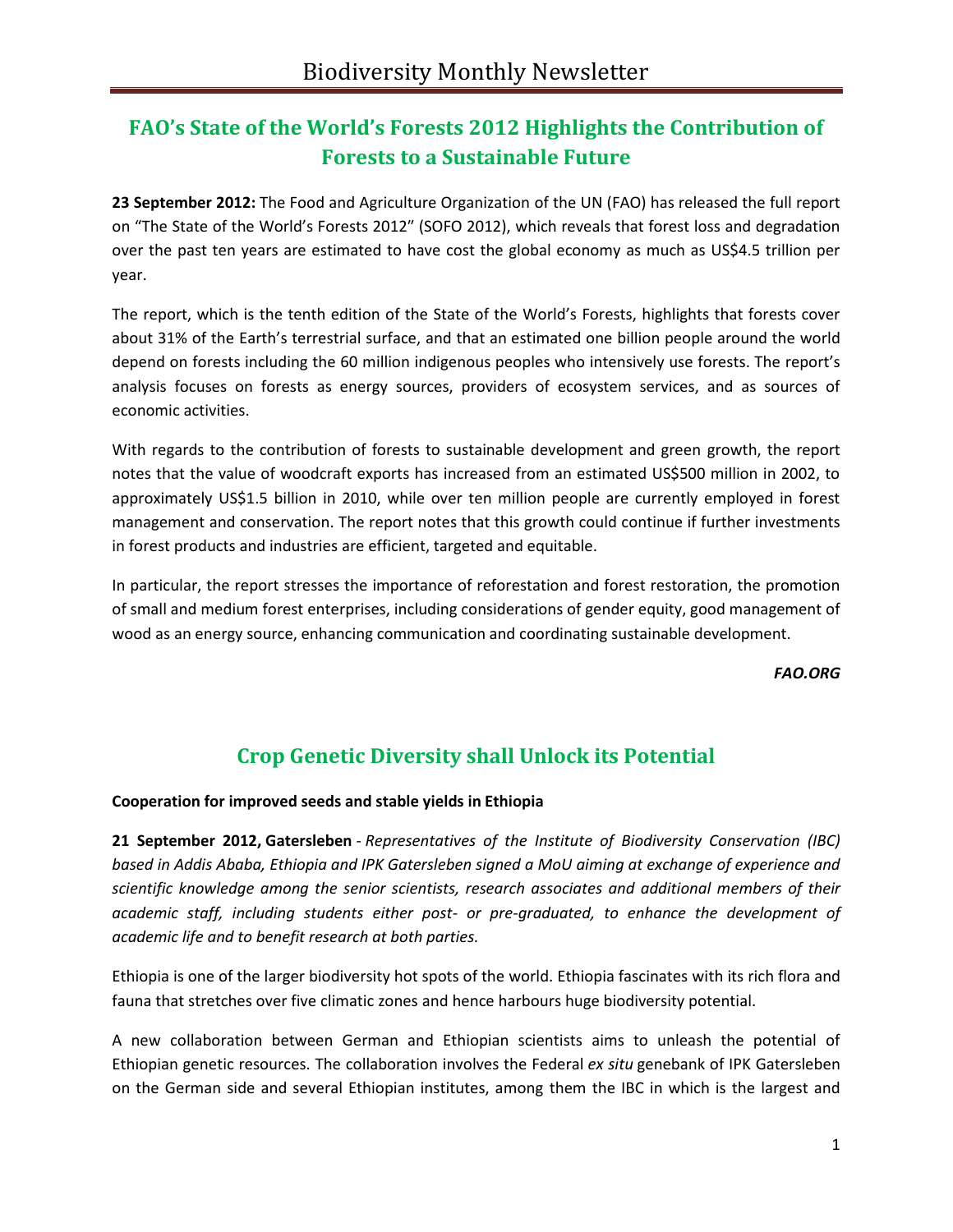## FAO's State of the World's Forests 2012 Highlights the Contribution of Forests to a Sustainable Future

**23 September 2012:** The Food and Agriculture Organization of the UN (FAO) has released the full report on "The State of the World's Forests 2012" (SOFO 2012), which reveals that forest loss and degradation over the past ten years are estimated to have cost the global economy as much as US$4.5 trillion per year.

The report, which is the tenth edition of the State of the World's Forests, highlights that forests cover about 31% of the Earth's terrestrial surface, and that an estimated one billion people around the world depend on forests including the 60 million indigenous peoples who intensively use forests. The report's analysis focuses on forests as energy sources, providers of ecosystem services, and as sources of economic activities.

With regards to the contribution of forests to sustainable development and green growth, the report notes that the value of woodcraft exports has increased from an estimated US$500 million in 2002, to approximately US$1.5 billion in 2010, while over ten million people are currently employed in forest management and conservation. The report notes that this growth could continue if further investments in forest products and industries are efficient, targeted and equitable.

In particular, the report stresses the importance of reforestation and forest restoration, the promotion of small and medium forest enterprises, including considerations of gender equity, good management of wood as an energy source, enhancing communication and coordinating sustainable development.

***FAO.ORG***

## Crop Genetic Diversity shall Unlock its Potential

**Cooperation for improved seeds and stable yields in Ethiopia**

**21 September 2012, Gatersleben** - *Representatives of the Institute of Biodiversity Conservation (IBC) based in Addis Ababa, Ethiopia and IPK Gatersleben signed a MoU aiming at exchange of experience and scientific knowledge among the senior scientists, research associates and additional members of their academic staff, including students either post- or pre-graduated, to enhance the development of academic life and to benefit research at both parties.*

Ethiopia is one of the larger biodiversity hot spots of the world. Ethiopia fascinates with its rich flora and fauna that stretches over five climatic zones and hence harbours huge biodiversity potential.

A new collaboration between German and Ethiopian scientists aims to unleash the potential of Ethiopian genetic resources. The collaboration involves the Federal *ex situ* genebank of IPK Gatersleben on the German side and several Ethiopian institutes, among them the IBC in which is the largest and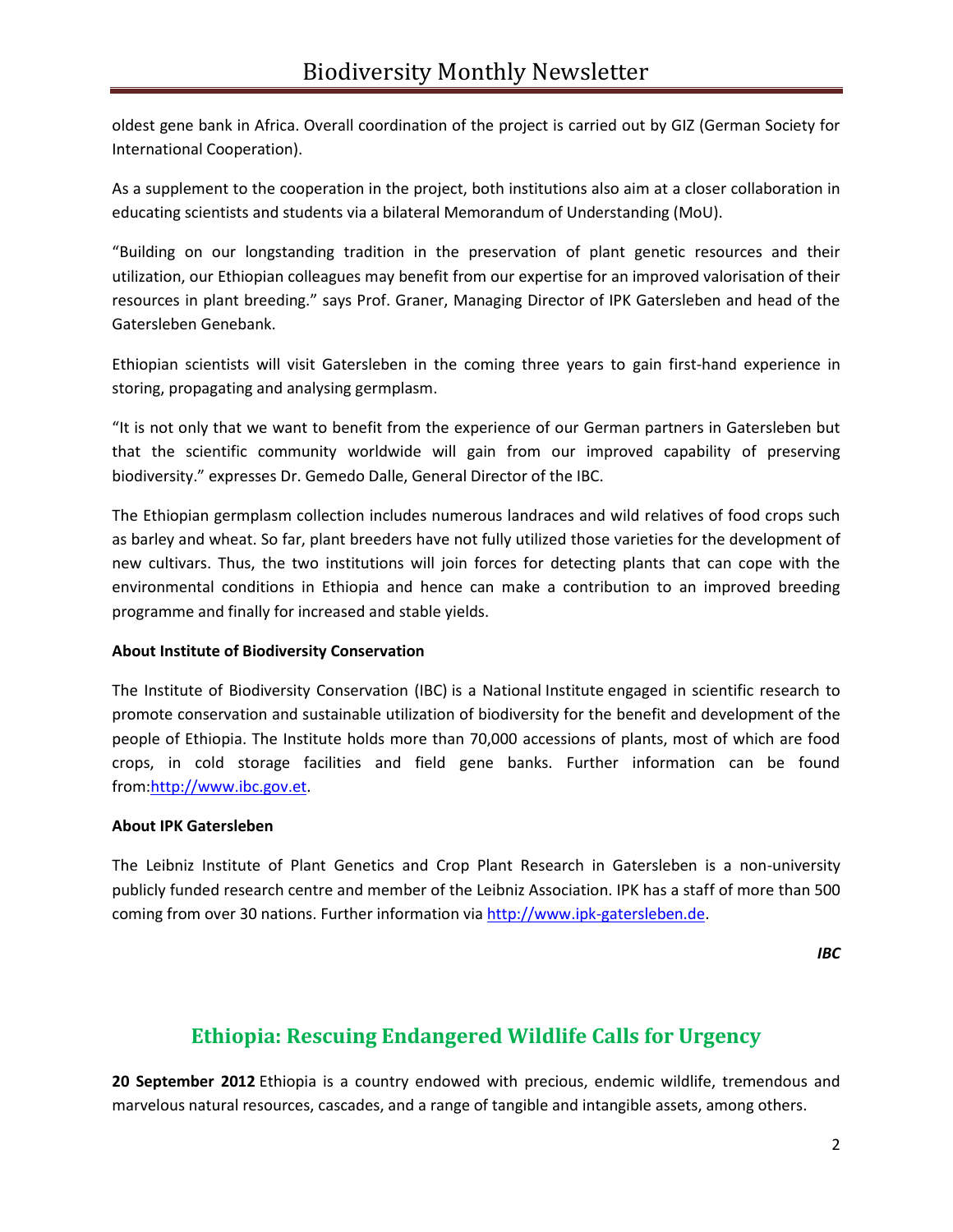oldest gene bank in Africa. Overall coordination of the project is carried out by GIZ (German Society for International Cooperation).

As a supplement to the cooperation in the project, both institutions also aim at a closer collaboration in educating scientists and students via a bilateral Memorandum of Understanding (MoU).

"Building on our longstanding tradition in the preservation of plant genetic resources and their utilization, our Ethiopian colleagues may benefit from our expertise for an improved valorisation of their resources in plant breeding." says Prof. Graner, Managing Director of IPK Gatersleben and head of the Gatersleben Genebank.

Ethiopian scientists will visit Gatersleben in the coming three years to gain first-hand experience in storing, propagating and analysing germplasm.

"It is not only that we want to benefit from the experience of our German partners in Gatersleben but that the scientific community worldwide will gain from our improved capability of preserving biodiversity." expresses Dr. Gemedo Dalle, General Director of the IBC.

The Ethiopian germplasm collection includes numerous landraces and wild relatives of food crops such as barley and wheat. So far, plant breeders have not fully utilized those varieties for the development of new cultivars. Thus, the two institutions will join forces for detecting plants that can cope with the environmental conditions in Ethiopia and hence can make a contribution to an improved breeding programme and finally for increased and stable yields.

**About Institute of Biodiversity Conservation**

The Institute of Biodiversity Conservation (IBC) is a National Institute engaged in scientific research to promote conservation and sustainable utilization of biodiversity for the benefit and development of the people of Ethiopia. The Institute holds more than 70,000 accessions of plants, most of which are food crops, in cold storage facilities and field gene banks. Further information can be found from:[http://www.ibc.gov.et](http://www.ibc.gov.et).

**About IPK Gatersleben**

The Leibniz Institute of Plant Genetics and Crop Plant Research in Gatersleben is a non-university publicly funded research centre and member of the Leibniz Association. IPK has a staff of more than 500 coming from over 30 nations. Further information via [http://www.ipk-gatersleben.de](http://www.ipk-gatersleben.de).

***IBC***

## Ethiopia: Rescuing Endangered Wildlife Calls for Urgency

**20 September 2012** Ethiopia is a country endowed with precious, endemic wildlife, tremendous and marvelous natural resources, cascades, and a range of tangible and intangible assets, among others.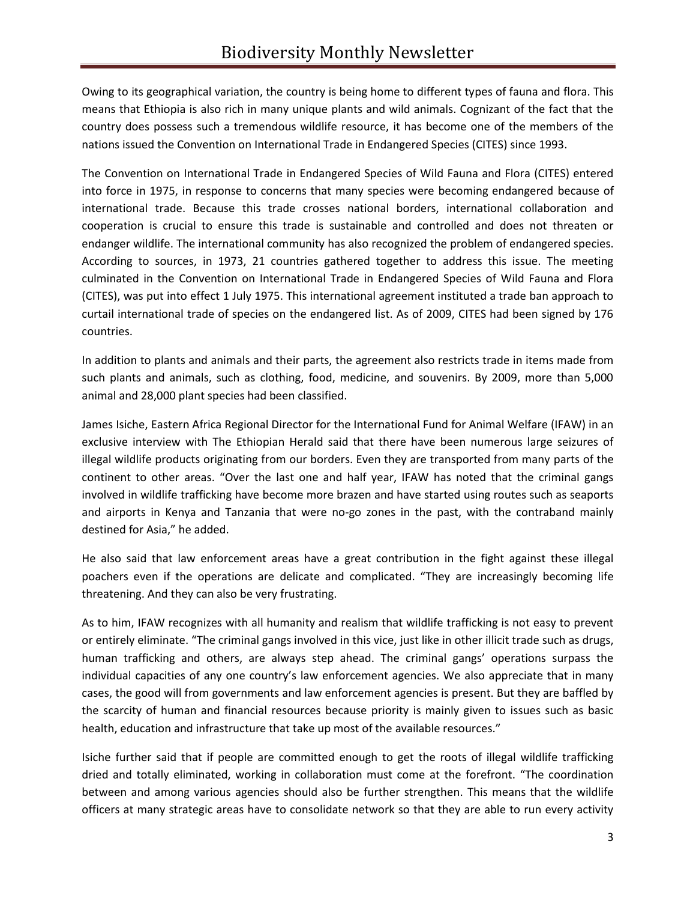Owing to its geographical variation, the country is being home to different types of fauna and flora. This means that Ethiopia is also rich in many unique plants and wild animals. Cognizant of the fact that the country does possess such a tremendous wildlife resource, it has become one of the members of the nations issued the Convention on International Trade in Endangered Species (CITES) since 1993.

The Convention on International Trade in Endangered Species of Wild Fauna and Flora (CITES) entered into force in 1975, in response to concerns that many species were becoming endangered because of international trade. Because this trade crosses national borders, international collaboration and cooperation is crucial to ensure this trade is sustainable and controlled and does not threaten or endanger wildlife. The international community has also recognized the problem of endangered species. According to sources, in 1973, 21 countries gathered together to address this issue. The meeting culminated in the Convention on International Trade in Endangered Species of Wild Fauna and Flora (CITES), was put into effect 1 July 1975. This international agreement instituted a trade ban approach to curtail international trade of species on the endangered list. As of 2009, CITES had been signed by 176 countries.

In addition to plants and animals and their parts, the agreement also restricts trade in items made from such plants and animals, such as clothing, food, medicine, and souvenirs. By 2009, more than 5,000 animal and 28,000 plant species had been classified.

James Isiche, Eastern Africa Regional Director for the International Fund for Animal Welfare (IFAW) in an exclusive interview with The Ethiopian Herald said that there have been numerous large seizures of illegal wildlife products originating from our borders. Even they are transported from many parts of the continent to other areas. "Over the last one and half year, IFAW has noted that the criminal gangs involved in wildlife trafficking have become more brazen and have started using routes such as seaports and airports in Kenya and Tanzania that were no-go zones in the past, with the contraband mainly destined for Asia," he added.

He also said that law enforcement areas have a great contribution in the fight against these illegal poachers even if the operations are delicate and complicated. "They are increasingly becoming life threatening. And they can also be very frustrating.

As to him, IFAW recognizes with all humanity and realism that wildlife trafficking is not easy to prevent or entirely eliminate. "The criminal gangs involved in this vice, just like in other illicit trade such as drugs, human trafficking and others, are always step ahead. The criminal gangs' operations surpass the individual capacities of any one country's law enforcement agencies. We also appreciate that in many cases, the good will from governments and law enforcement agencies is present. But they are baffled by the scarcity of human and financial resources because priority is mainly given to issues such as basic health, education and infrastructure that take up most of the available resources."

Isiche further said that if people are committed enough to get the roots of illegal wildlife trafficking dried and totally eliminated, working in collaboration must come at the forefront. "The coordination between and among various agencies should also be further strengthen. This means that the wildlife officers at many strategic areas have to consolidate network so that they are able to run every activity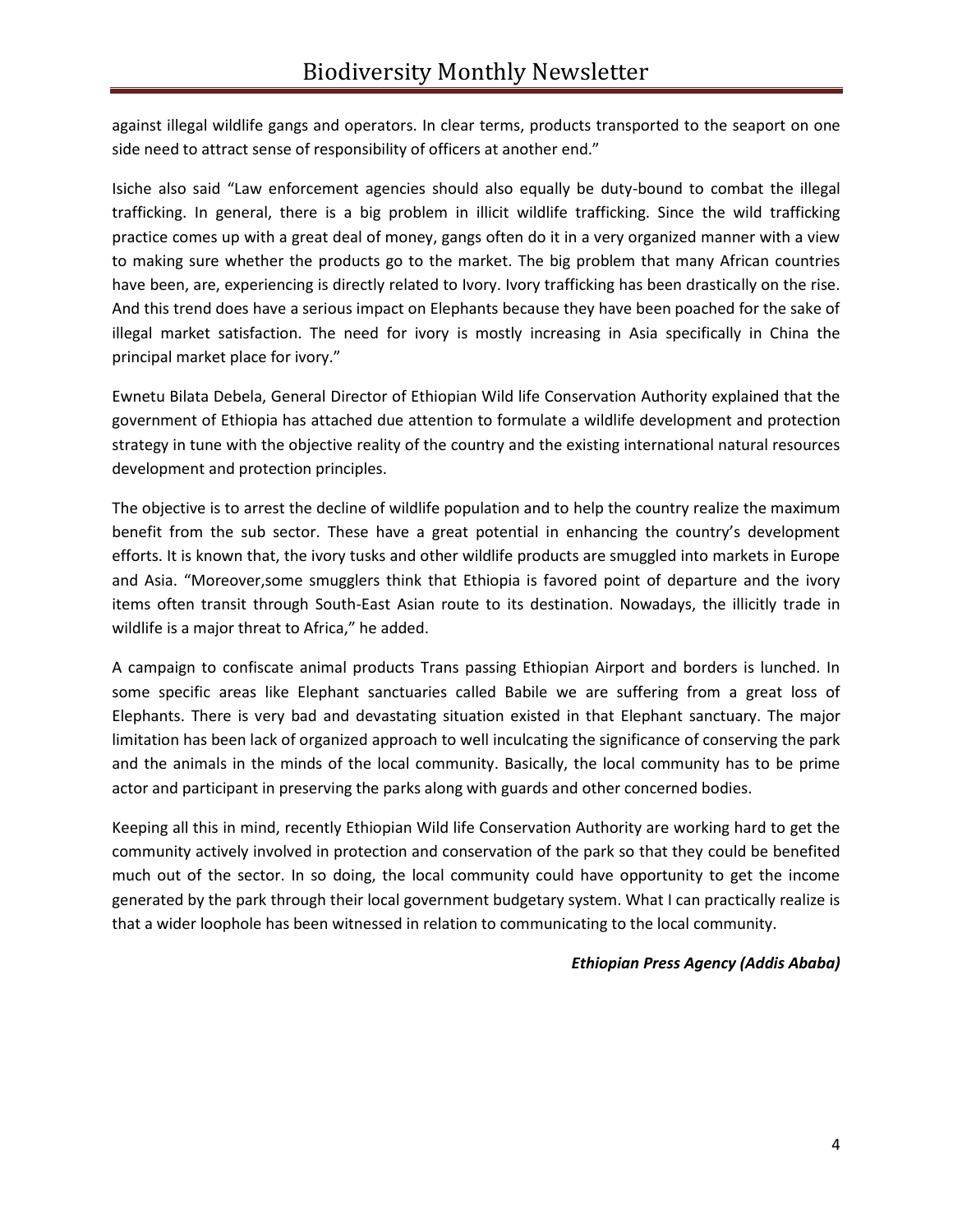against illegal wildlife gangs and operators. In clear terms, products transported to the seaport on one side need to attract sense of responsibility of officers at another end."

Isiche also said "Law enforcement agencies should also equally be duty-bound to combat the illegal trafficking. In general, there is a big problem in illicit wildlife trafficking. Since the wild trafficking practice comes up with a great deal of money, gangs often do it in a very organized manner with a view to making sure whether the products go to the market. The big problem that many African countries have been, are, experiencing is directly related to Ivory. Ivory trafficking has been drastically on the rise. And this trend does have a serious impact on Elephants because they have been poached for the sake of illegal market satisfaction. The need for ivory is mostly increasing in Asia specifically in China the principal market place for ivory."

Ewnetu Bilata Debela, General Director of Ethiopian Wild life Conservation Authority explained that the government of Ethiopia has attached due attention to formulate a wildlife development and protection strategy in tune with the objective reality of the country and the existing international natural resources development and protection principles.

The objective is to arrest the decline of wildlife population and to help the country realize the maximum benefit from the sub sector. These have a great potential in enhancing the country's development efforts. It is known that, the ivory tusks and other wildlife products are smuggled into markets in Europe and Asia. "Moreover,some smugglers think that Ethiopia is favored point of departure and the ivory items often transit through South-East Asian route to its destination. Nowadays, the illicitly trade in wildlife is a major threat to Africa," he added.

A campaign to confiscate animal products Trans passing Ethiopian Airport and borders is lunched. In some specific areas like Elephant sanctuaries called Babile we are suffering from a great loss of Elephants. There is very bad and devastating situation existed in that Elephant sanctuary. The major limitation has been lack of organized approach to well inculcating the significance of conserving the park and the animals in the minds of the local community. Basically, the local community has to be prime actor and participant in preserving the parks along with guards and other concerned bodies.

Keeping all this in mind, recently Ethiopian Wild life Conservation Authority are working hard to get the community actively involved in protection and conservation of the park so that they could be benefited much out of the sector. In so doing, the local community could have opportunity to get the income generated by the park through their local government budgetary system. What I can practically realize is that a wider loophole has been witnessed in relation to communicating to the local community.

***Ethiopian Press Agency (Addis Ababa)***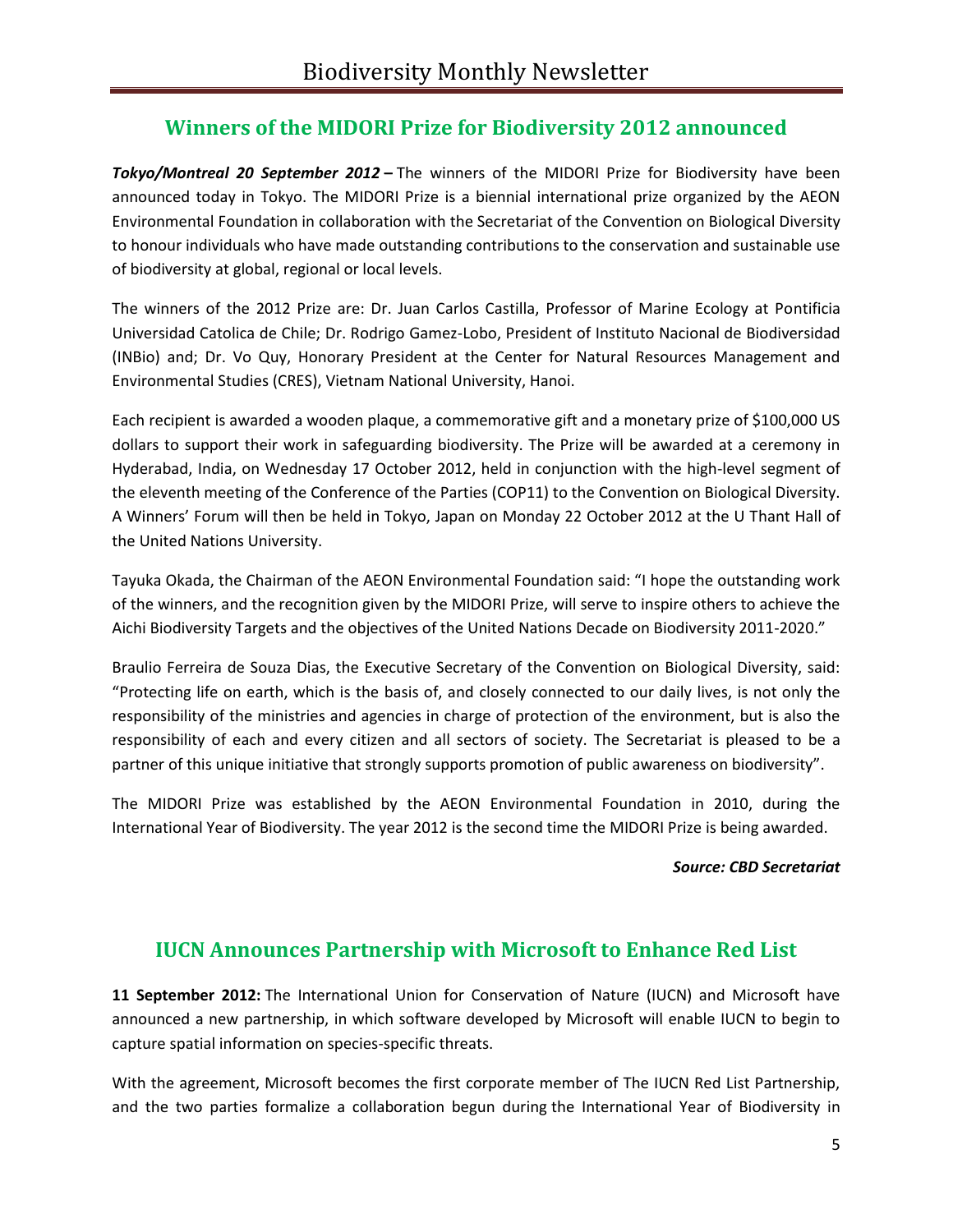## Winners of the MIDORI Prize for Biodiversity 2012 announced

***Tokyo/Montreal 20 September 2012 –*** The winners of the MIDORI Prize for Biodiversity have been announced today in Tokyo. The MIDORI Prize is a biennial international prize organized by the AEON Environmental Foundation in collaboration with the Secretariat of the Convention on Biological Diversity to honour individuals who have made outstanding contributions to the conservation and sustainable use of biodiversity at global, regional or local levels.

The winners of the 2012 Prize are: Dr. Juan Carlos Castilla, Professor of Marine Ecology at Pontificia Universidad Catolica de Chile; Dr. Rodrigo Gamez-Lobo, President of Instituto Nacional de Biodiversidad (INBio) and; Dr. Vo Quy, Honorary President at the Center for Natural Resources Management and Environmental Studies (CRES), Vietnam National University, Hanoi.

Each recipient is awarded a wooden plaque, a commemorative gift and a monetary prize of $100,000 US dollars to support their work in safeguarding biodiversity. The Prize will be awarded at a ceremony in Hyderabad, India, on Wednesday 17 October 2012, held in conjunction with the high-level segment of the eleventh meeting of the Conference of the Parties (COP11) to the Convention on Biological Diversity. A Winners' Forum will then be held in Tokyo, Japan on Monday 22 October 2012 at the U Thant Hall of the United Nations University.

Tayuka Okada, the Chairman of the AEON Environmental Foundation said: "I hope the outstanding work of the winners, and the recognition given by the MIDORI Prize, will serve to inspire others to achieve the Aichi Biodiversity Targets and the objectives of the United Nations Decade on Biodiversity 2011-2020."

Braulio Ferreira de Souza Dias, the Executive Secretary of the Convention on Biological Diversity, said: "Protecting life on earth, which is the basis of, and closely connected to our daily lives, is not only the responsibility of the ministries and agencies in charge of protection of the environment, but is also the responsibility of each and every citizen and all sectors of society. The Secretariat is pleased to be a partner of this unique initiative that strongly supports promotion of public awareness on biodiversity".

The MIDORI Prize was established by the AEON Environmental Foundation in 2010, during the International Year of Biodiversity. The year 2012 is the second time the MIDORI Prize is being awarded.

***Source: CBD Secretariat***

## IUCN Announces Partnership with Microsoft to Enhance Red List

**11 September 2012:** The International Union for Conservation of Nature (IUCN) and Microsoft have announced a new partnership, in which software developed by Microsoft will enable IUCN to begin to capture spatial information on species-specific threats.

With the agreement, Microsoft becomes the first corporate member of The IUCN Red List Partnership, and the two parties formalize a collaboration begun during the International Year of Biodiversity in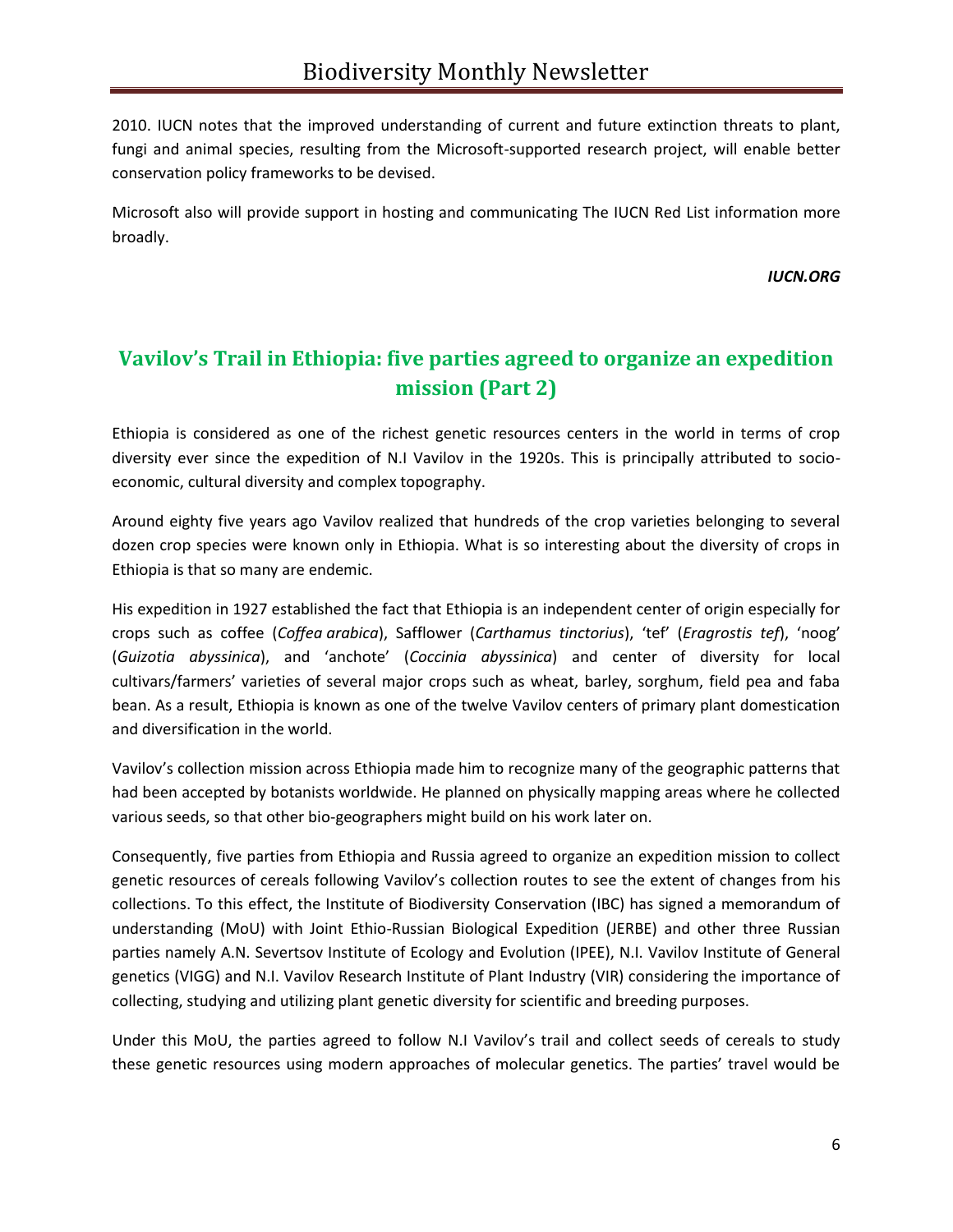2010. IUCN notes that the improved understanding of current and future extinction threats to plant, fungi and animal species, resulting from the Microsoft-supported research project, will enable better conservation policy frameworks to be devised.

Microsoft also will provide support in hosting and communicating The IUCN Red List information more broadly.

***IUCN.ORG***

## Vavilov's Trail in Ethiopia: five parties agreed to organize an expedition mission (Part 2)

Ethiopia is considered as one of the richest genetic resources centers in the world in terms of crop diversity ever since the expedition of N.I Vavilov in the 1920s. This is principally attributed to socio-economic, cultural diversity and complex topography.

Around eighty five years ago Vavilov realized that hundreds of the crop varieties belonging to several dozen crop species were known only in Ethiopia. What is so interesting about the diversity of crops in Ethiopia is that so many are endemic.

His expedition in 1927 established the fact that Ethiopia is an independent center of origin especially for crops such as coffee (*Coffea arabica*), Safflower (*Carthamus tinctorius*), 'tef' (*Eragrostis tef*), 'noog' (*Guizotia abyssinica*), and 'anchote' (*Coccinia abyssinica*) and center of diversity for local cultivars/farmers' varieties of several major crops such as wheat, barley, sorghum, field pea and faba bean. As a result, Ethiopia is known as one of the twelve Vavilov centers of primary plant domestication and diversification in the world.

Vavilov's collection mission across Ethiopia made him to recognize many of the geographic patterns that had been accepted by botanists worldwide. He planned on physically mapping areas where he collected various seeds, so that other bio-geographers might build on his work later on.

Consequently, five parties from Ethiopia and Russia agreed to organize an expedition mission to collect genetic resources of cereals following Vavilov's collection routes to see the extent of changes from his collections. To this effect, the Institute of Biodiversity Conservation (IBC) has signed a memorandum of understanding (MoU) with Joint Ethio-Russian Biological Expedition (JERBE) and other three Russian parties namely A.N. Severtsov Institute of Ecology and Evolution (IPEE), N.I. Vavilov Institute of General genetics (VIGG) and N.I. Vavilov Research Institute of Plant Industry (VIR) considering the importance of collecting, studying and utilizing plant genetic diversity for scientific and breeding purposes.

Under this MoU, the parties agreed to follow N.I Vavilov's trail and collect seeds of cereals to study these genetic resources using modern approaches of molecular genetics. The parties' travel would be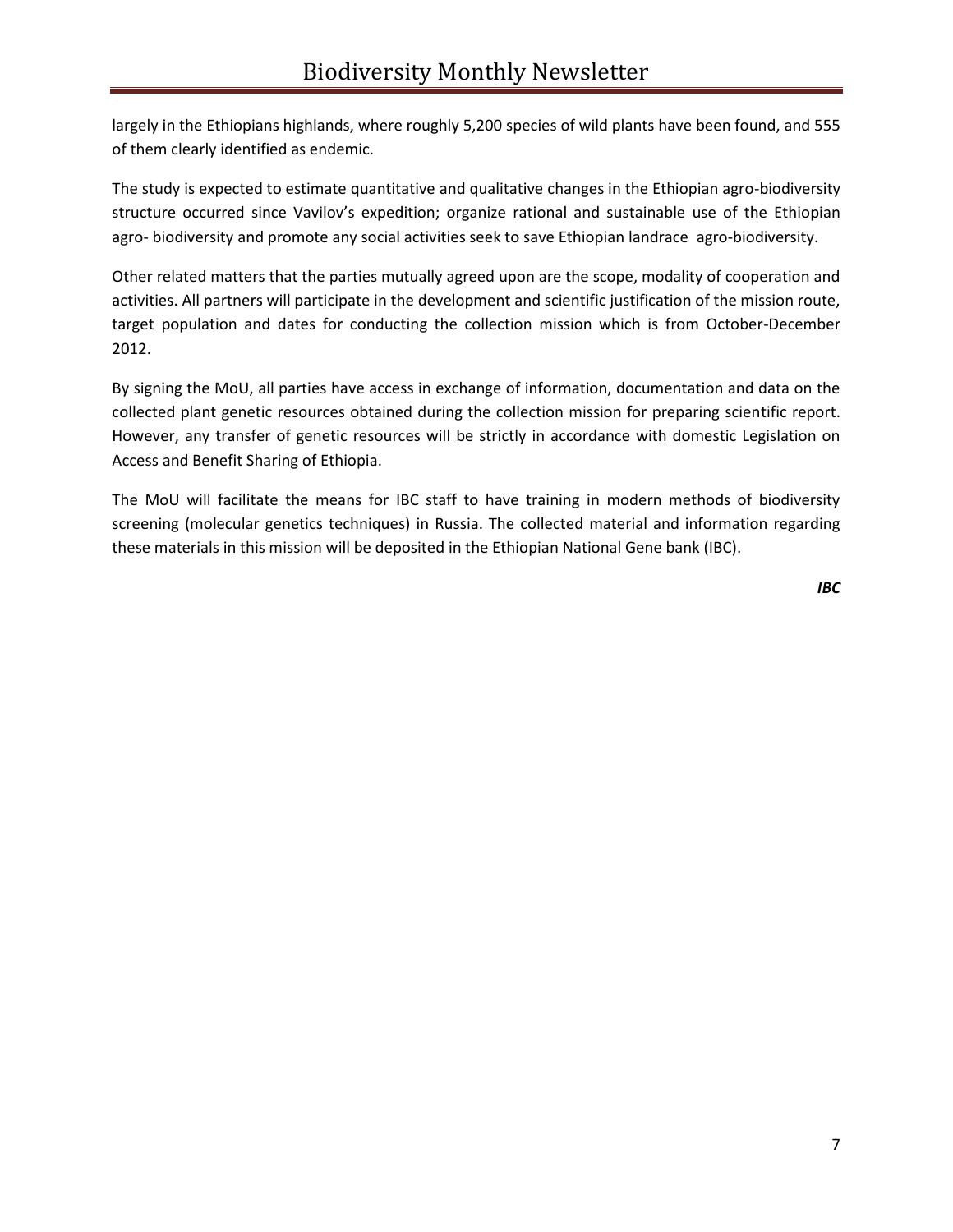largely in the Ethiopians highlands, where roughly 5,200 species of wild plants have been found, and 555 of them clearly identified as endemic.

The study is expected to estimate quantitative and qualitative changes in the Ethiopian agro-biodiversity structure occurred since Vavilov's expedition; organize rational and sustainable use of the Ethiopian agro- biodiversity and promote any social activities seek to save Ethiopian landrace agro-biodiversity.

Other related matters that the parties mutually agreed upon are the scope, modality of cooperation and activities. All partners will participate in the development and scientific justification of the mission route, target population and dates for conducting the collection mission which is from October-December 2012.

By signing the MoU, all parties have access in exchange of information, documentation and data on the collected plant genetic resources obtained during the collection mission for preparing scientific report. However, any transfer of genetic resources will be strictly in accordance with domestic Legislation on Access and Benefit Sharing of Ethiopia.

The MoU will facilitate the means for IBC staff to have training in modern methods of biodiversity screening (molecular genetics techniques) in Russia. The collected material and information regarding these materials in this mission will be deposited in the Ethiopian National Gene bank (IBC).

***IBC***